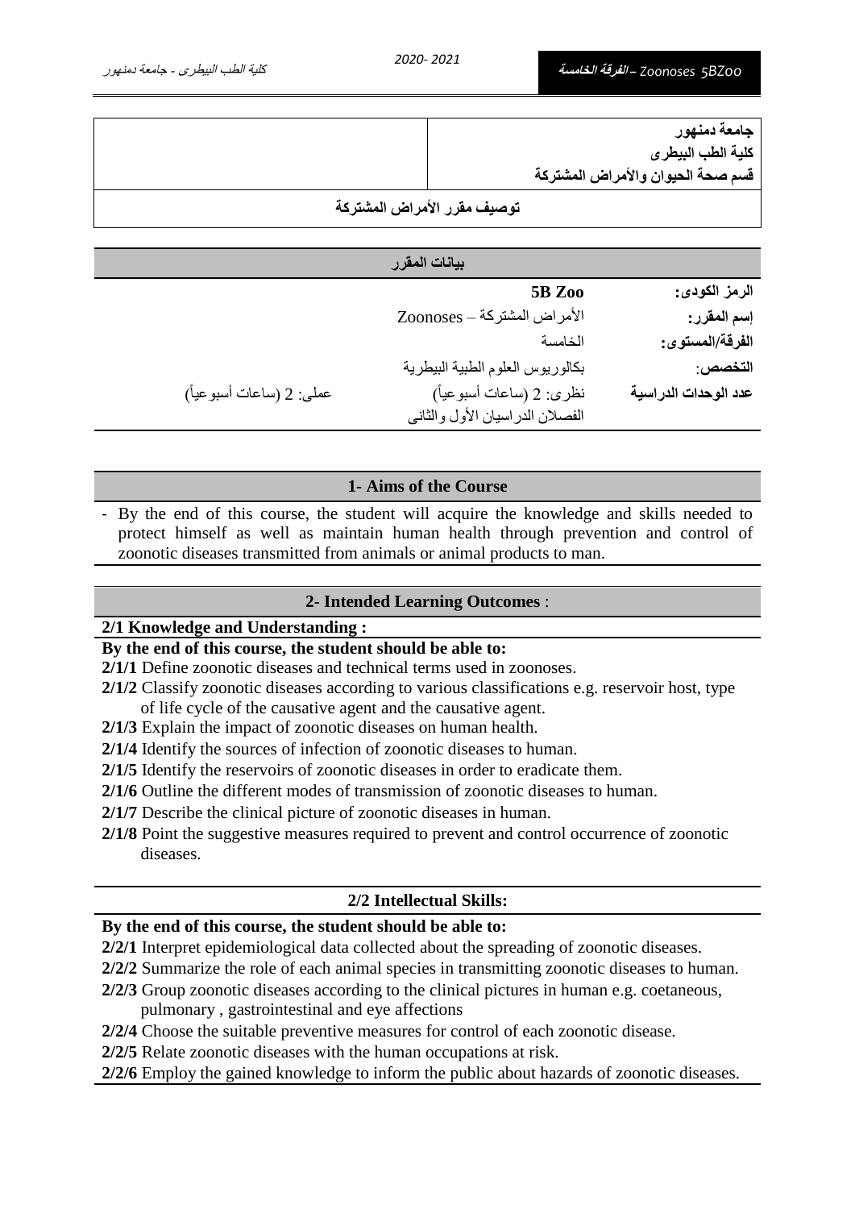| جامعة دمنهور<br>كلية الطب البيطرى<br>قسم صحة الحيوان والأمراض المشتركة | |
|---|---|
| **توصيف مقرر الأمراض المشتركة** | |

## بيانات المقرر

| | | |
|---|---|---|
| **الرمز الكودى:** | **5B Zoo** | |
| **إسم المقرر:** | الأمراض المشتركة – Zoonoses | |
| **الفرقة/المستوى:** | الخامسة | |
| **التخصص:** | بكالوريوس العلوم الطبية البيطرية | |
| **عدد الوحدات الدراسية** | نظرى: 2 (ساعات أسبوعياً)<br>الفصلان الدراسيان الأول والثانى | عملى: 2 (ساعات أسبوعياً) |

## 1- Aims of the Course

- By the end of this course, the student will acquire the knowledge and skills needed to protect himself as well as maintain human health through prevention and control of zoonotic diseases transmitted from animals or animal products to man.

## 2- Intended Learning Outcomes :

### 2/1 Knowledge and Understanding :

**By the end of this course, the student should be able to:**

**2/1/1** Define zoonotic diseases and technical terms used in zoonoses.

**2/1/2** Classify zoonotic diseases according to various classifications e.g. reservoir host, type of life cycle of the causative agent and the causative agent.

**2/1/3** Explain the impact of zoonotic diseases on human health.

**2/1/4** Identify the sources of infection of zoonotic diseases to human.

**2/1/5** Identify the reservoirs of zoonotic diseases in order to eradicate them.

**2/1/6** Outline the different modes of transmission of zoonotic diseases to human.

**2/1/7** Describe the clinical picture of zoonotic diseases in human.

**2/1/8** Point the suggestive measures required to prevent and control occurrence of zoonotic diseases.

### 2/2 Intellectual Skills:

**By the end of this course, the student should be able to:**

**2/2/1** Interpret epidemiological data collected about the spreading of zoonotic diseases.

**2/2/2** Summarize the role of each animal species in transmitting zoonotic diseases to human.

**2/2/3** Group zoonotic diseases according to the clinical pictures in human e.g. coetaneous, pulmonary , gastrointestinal and eye affections

**2/2/4** Choose the suitable preventive measures for control of each zoonotic disease.

**2/2/5** Relate zoonotic diseases with the human occupations at risk.

**2/2/6** Employ the gained knowledge to inform the public about hazards of zoonotic diseases.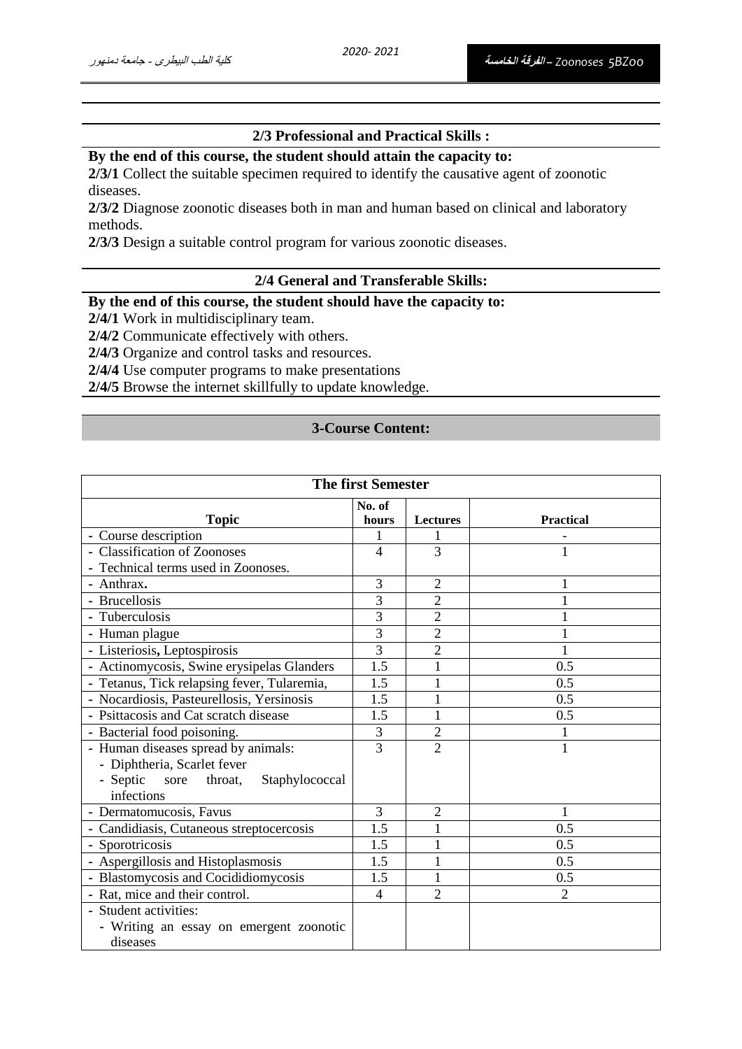### 2/3 Professional and Practical Skills :

**By the end of this course, the student should attain the capacity to:**

**2/3/1** Collect the suitable specimen required to identify the causative agent of zoonotic diseases.

**2/3/2** Diagnose zoonotic diseases both in man and human based on clinical and laboratory methods.

**2/3/3** Design a suitable control program for various zoonotic diseases.

### 2/4 General and Transferable Skills:

**By the end of this course, the student should have the capacity to:**

**2/4/1** Work in multidisciplinary team.

**2/4/2** Communicate effectively with others.

**2/4/3** Organize and control tasks and resources.

**2/4/4** Use computer programs to make presentations

**2/4/5** Browse the internet skillfully to update knowledge.

## 3-Course Content:

| **The first Semester** | | | |
|---|---|---|---|
| **Topic** | **No. of hours** | **Lectures** | **Practical** |
| - Course description | 1 | 1 | - |
| - Classification of Zoonoses<br>- Technical terms used in Zoonoses. | 4 | 3 | 1 |
| - Anthrax**.** | 3 | 2 | 1 |
| - Brucellosis | 3 | 2 | 1 |
| - Tuberculosis | 3 | 2 | 1 |
| - Human plague | 3 | 2 | 1 |
| - Listeriosis**,** Leptospirosis | 3 | 2 | 1 |
| - Actinomycosis, Swine erysipelas Glanders | 1.5 | 1 | 0.5 |
| - Tetanus, Tick relapsing fever, Tularemia, | 1.5 | 1 | 0.5 |
| - Nocardiosis, Pasteurellosis, Yersinosis | 1.5 | 1 | 0.5 |
| - Psittacosis and Cat scratch disease | 1.5 | 1 | 0.5 |
| - Bacterial food poisoning. | 3 | 2 | 1 |
| - Human diseases spread by animals:<br>- Diphtheria, Scarlet fever<br>- Septic sore throat, Staphylococcal infections | 3 | 2 | 1 |
| - Dermatomucosis, Favus | 3 | 2 | 1 |
| - Candidiasis, Cutaneous streptocercosis | 1.5 | 1 | 0.5 |
| - Sporotricosis | 1.5 | 1 | 0.5 |
| - Aspergillosis and Histoplasmosis | 1.5 | 1 | 0.5 |
| - Blastomycosis and Cocididiomycosis | 1.5 | 1 | 0.5 |
| - Rat, mice and their control. | 4 | 2 | 2 |
| - Student activities:<br>- Writing an essay on emergent zoonotic diseases | | | |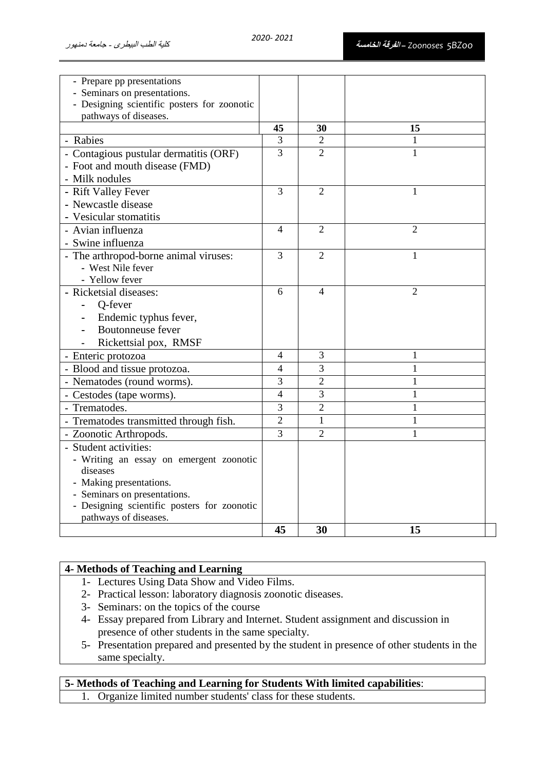| | | | |
|---|---|---|---|
| - Prepare pp presentations<br>- Seminars on presentations.<br>- Designing scientific posters for zoonotic pathways of diseases. | | | |
| | **45** | **30** | **15** |
| - Rabies | 3 | 2 | 1 |
| - Contagious pustular dermatitis (ORF)<br>- Foot and mouth disease (FMD)<br>- Milk nodules | 3 | 2 | 1 |
| - Rift Valley Fever<br>- Newcastle disease<br>- Vesicular stomatitis | 3 | 2 | 1 |
| - Avian influenza<br>- Swine influenza | 4 | 2 | 2 |
| - The arthropod-borne animal viruses:<br>- West Nile fever<br>- Yellow fever | 3 | 2 | 1 |
| - Ricketsial diseases:<br>- Q-fever<br>- Endemic typhus fever,<br>- Boutonneuse fever<br>- Rickettsial pox, RMSF | 6 | 4 | 2 |
| - Enteric protozoa | 4 | 3 | 1 |
| - Blood and tissue protozoa. | 4 | 3 | 1 |
| - Nematodes (round worms). | 3 | 2 | 1 |
| - Cestodes (tape worms). | 4 | 3 | 1 |
| - Trematodes. | 3 | 2 | 1 |
| - Trematodes transmitted through fish. | 2 | 1 | 1 |
| - Zoonotic Arthropods. | 3 | 2 | 1 |
| - Student activities:<br>- Writing an essay on emergent zoonotic diseases<br>- Making presentations.<br>- Seminars on presentations.<br>- Designing scientific posters for zoonotic pathways of diseases. | | | |
| | **45** | **30** | **15** |

**4- Methods of Teaching and Learning**

1- Lectures Using Data Show and Video Films.
2- Practical lesson: laboratory diagnosis zoonotic diseases.
3- Seminars: on the topics of the course
4- Essay prepared from Library and Internet. Student assignment and discussion in presence of other students in the same specialty.
5- Presentation prepared and presented by the student in presence of other students in the same specialty.

**5- Methods of Teaching and Learning for Students With limited capabilities**:

1. Organize limited number students' class for these students.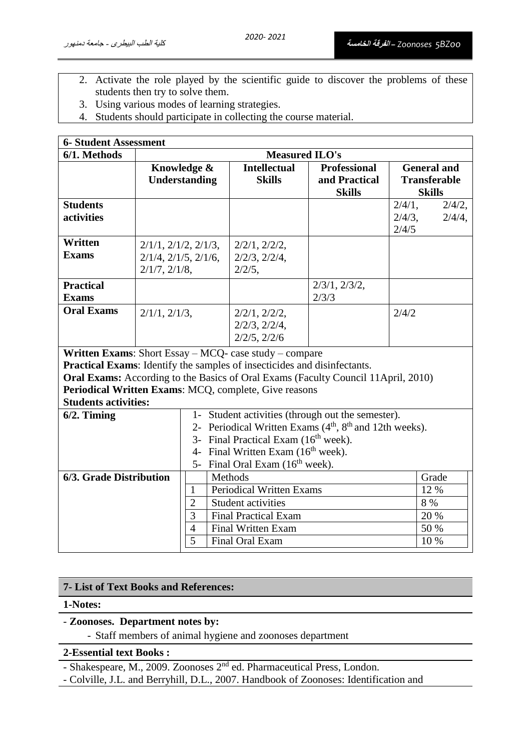2. Activate the role played by the scientific guide to discover the problems of these students then try to solve them.
3. Using various modes of learning strategies.
4. Students should participate in collecting the course material.

**6- Student Assessment**

| 6/1. Methods | Measured ILO's | | | |
|---|---|---|---|---|
| | **Knowledge & Understanding** | **Intellectual Skills** | **Professional and Practical Skills** | **General and Transferable Skills** |
| **Students activities** | | | | 2/4/1, 2/4/2, 2/4/3, 2/4/4, 2/4/5 |
| **Written Exams** | 2/1/1, 2/1/2, 2/1/3, 2/1/4, 2/1/5, 2/1/6, 2/1/7, 2/1/8, | 2/2/1, 2/2/2, 2/2/3, 2/2/4, 2/2/5, | | |
| **Practical Exams** | | | 2/3/1, 2/3/2, 2/3/3 | |
| **Oral Exams** | 2/1/1, 2/1/3, | 2/2/1, 2/2/2, 2/2/3, 2/2/4, 2/2/5, 2/2/6 | | 2/4/2 |

**Written Exams**: Short Essay – MCQ- case study – compare
**Practical Exams**: Identify the samples of insecticides and disinfectants.
**Oral Exams:** According to the Basics of Oral Exams (Faculty Council 11April, 2010)
**Periodical Written Exams**: MCQ, complete, Give reasons
**Students activities:**

**6/2. Timing**

1- Student activities (through out the semester).
2- Periodical Written Exams (4th, 8th and 12th weeks).
3- Final Practical Exam (16th week).
4- Final Written Exam (16th week).
5- Final Oral Exam (16th week).

**6/3. Grade Distribution**

| | Methods | Grade |
|---|---|---|
| 1 | Periodical Written Exams | 12 % |
| 2 | Student activities | 8 % |
| 3 | Final Practical Exam | 20 % |
| 4 | Final Written Exam | 50 % |
| 5 | Final Oral Exam | 10 % |

## 7- List of Text Books and References:

**1-Notes:**

- **Zoonoses. Department notes by:**
  - Staff members of animal hygiene and zoonoses department

**2-Essential text Books :**

- Shakespeare, M., 2009. Zoonoses 2nd ed. Pharmaceutical Press, London.
- Colville, J.L. and Berryhill, D.L., 2007. Handbook of Zoonoses: Identification and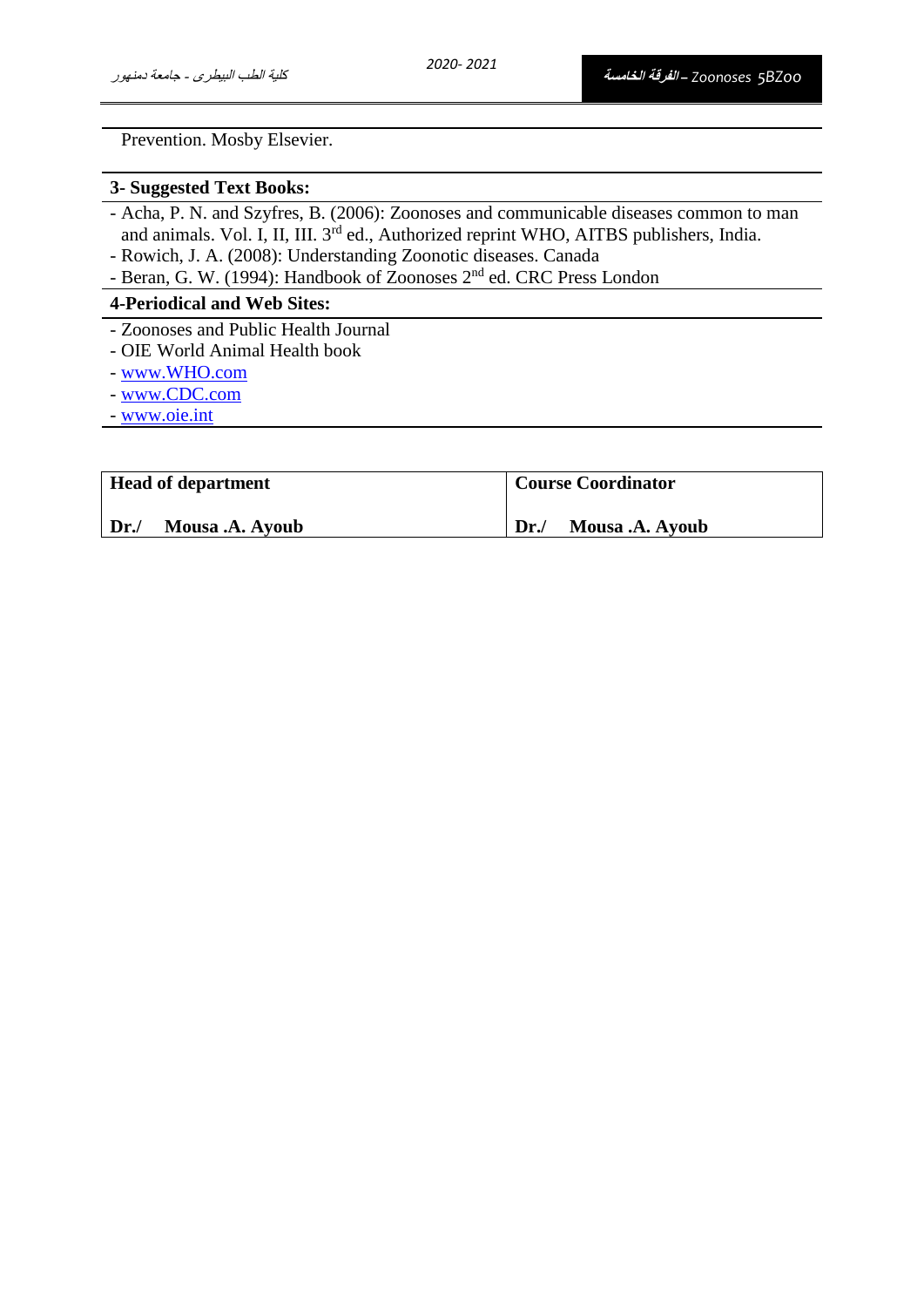Prevention. Mosby Elsevier.

**3- Suggested Text Books:**

- Acha, P. N. and Szyfres, B. (2006): Zoonoses and communicable diseases common to man and animals. Vol. I, II, III. 3rd ed., Authorized reprint WHO, AITBS publishers, India.
- Rowich, J. A. (2008): Understanding Zoonotic diseases. Canada
- Beran, G. W. (1994): Handbook of Zoonoses 2nd ed. CRC Press London

**4-Periodical and Web Sites:**

- Zoonoses and Public Health Journal
- OIE World Animal Health book
- [www.WHO.com](http://www.WHO.com)
- [www.CDC.com](http://www.CDC.com)
- [www.oie.int](http://www.oie.int)

| **Head of department** | **Course Coordinator** |
|---|---|
| **Dr./ Mousa .A. Ayoub** | **Dr./ Mousa .A. Ayoub** |